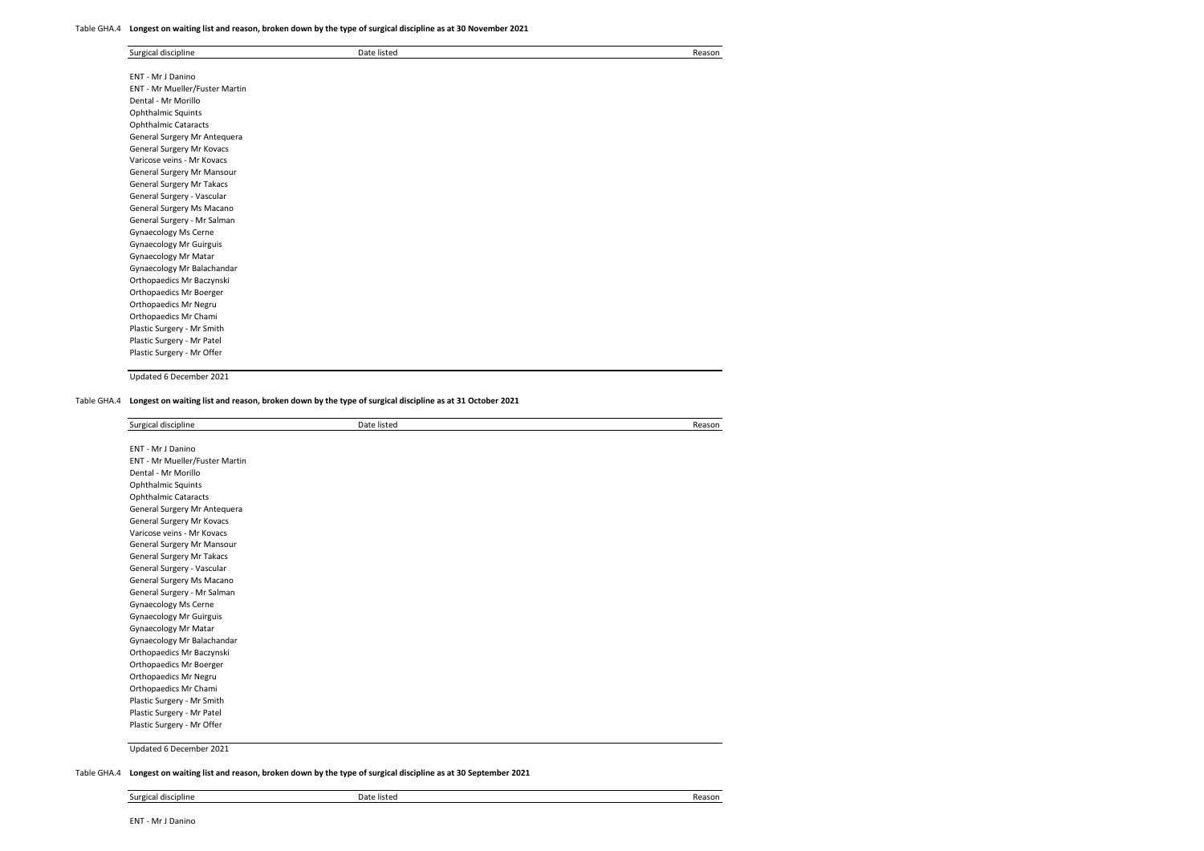Table GHA.4 **Longest on waiting list and reason, broken down by the type of surgical discipline as at 30 November 2021**

| Surgical discipline | Date listed | Reason |
|---|---|---|
| ENT - Mr J Danino | | |
| ENT - Mr Mueller/Fuster Martin | | |
| Dental - Mr Morillo | | |
| Ophthalmic Squints | | |
| Ophthalmic Cataracts | | |
| General Surgery Mr Antequera | | |
| General Surgery Mr Kovacs | | |
| Varicose veins - Mr Kovacs | | |
| General Surgery Mr Mansour | | |
| General Surgery Mr Takacs | | |
| General Surgery - Vascular | | |
| General Surgery Ms Macano | | |
| General Surgery - Mr Salman | | |
| Gynaecology Ms Cerne | | |
| Gynaecology Mr Guirguis | | |
| Gynaecology Mr Matar | | |
| Gynaecology Mr Balachandar | | |
| Orthopaedics Mr Baczynski | | |
| Orthopaedics Mr Boerger | | |
| Orthopaedics Mr Negru | | |
| Orthopaedics Mr Chami | | |
| Plastic Surgery - Mr Smith | | |
| Plastic Surgery - Mr Patel | | |
| Plastic Surgery - Mr Offer | | |

Updated 6 December 2021

Table GHA.4 **Longest on waiting list and reason, broken down by the type of surgical discipline as at 31 October 2021**

| Surgical discipline | Date listed | Reason |
|---|---|---|
| ENT - Mr J Danino | | |
| ENT - Mr Mueller/Fuster Martin | | |
| Dental - Mr Morillo | | |
| Ophthalmic Squints | | |
| Ophthalmic Cataracts | | |
| General Surgery Mr Antequera | | |
| General Surgery Mr Kovacs | | |
| Varicose veins - Mr Kovacs | | |
| General Surgery Mr Mansour | | |
| General Surgery Mr Takacs | | |
| General Surgery - Vascular | | |
| General Surgery Ms Macano | | |
| General Surgery - Mr Salman | | |
| Gynaecology Ms Cerne | | |
| Gynaecology Mr Guirguis | | |
| Gynaecology Mr Matar | | |
| Gynaecology Mr Balachandar | | |
| Orthopaedics Mr Baczynski | | |
| Orthopaedics Mr Boerger | | |
| Orthopaedics Mr Negru | | |
| Orthopaedics Mr Chami | | |
| Plastic Surgery - Mr Smith | | |
| Plastic Surgery - Mr Patel | | |
| Plastic Surgery - Mr Offer | | |

Updated 6 December 2021

Table GHA.4 **Longest on waiting list and reason, broken down by the type of surgical discipline as at 30 September 2021**

| Surgical discipline | Date listed | Reason |
|---|---|---|
| ENT - Mr J Danino | | |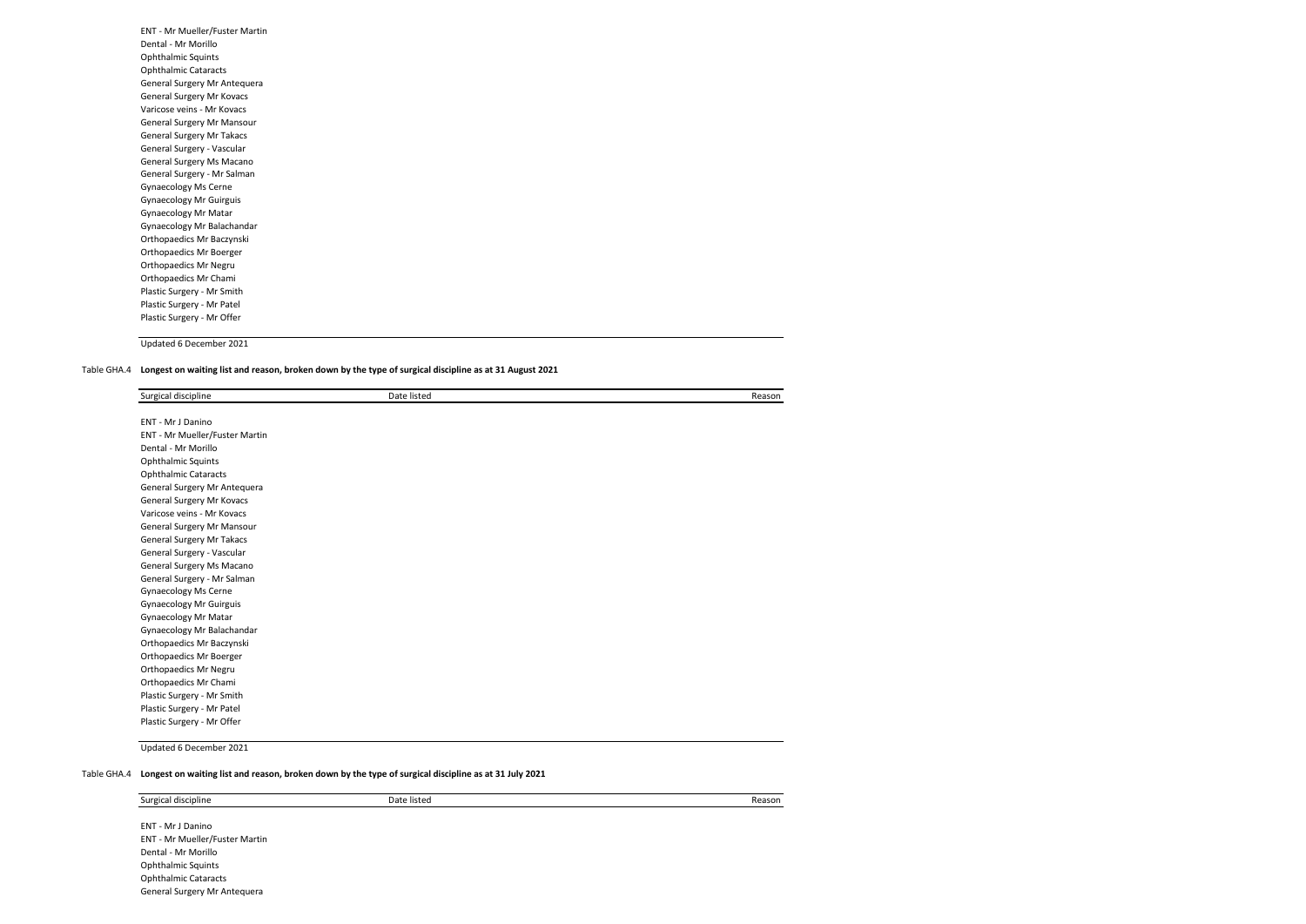| Surgical discipline | Date listed | Reason |
|---|---|---|
| ENT - Mr Mueller/Fuster Martin | | |
| Dental - Mr Morillo | | |
| Ophthalmic Squints | | |
| Ophthalmic Cataracts | | |
| General Surgery Mr Antequera | | |
| General Surgery Mr Kovacs | | |
| Varicose veins - Mr Kovacs | | |
| General Surgery Mr Mansour | | |
| General Surgery Mr Takacs | | |
| General Surgery - Vascular | | |
| General Surgery Ms Macano | | |
| General Surgery - Mr Salman | | |
| Gynaecology Ms Cerne | | |
| Gynaecology Mr Guirguis | | |
| Gynaecology Mr Matar | | |
| Gynaecology Mr Balachandar | | |
| Orthopaedics Mr Baczynski | | |
| Orthopaedics Mr Boerger | | |
| Orthopaedics Mr Negru | | |
| Orthopaedics Mr Chami | | |
| Plastic Surgery - Mr Smith | | |
| Plastic Surgery - Mr Patel | | |
| Plastic Surgery - Mr Offer | | |

Updated 6 December 2021

Table GHA.4 **Longest on waiting list and reason, broken down by the type of surgical discipline as at 31 August 2021**

| Surgical discipline | Date listed | Reason |
|---|---|---|
| ENT - Mr J Danino | | |
| ENT - Mr Mueller/Fuster Martin | | |
| Dental - Mr Morillo | | |
| Ophthalmic Squints | | |
| Ophthalmic Cataracts | | |
| General Surgery Mr Antequera | | |
| General Surgery Mr Kovacs | | |
| Varicose veins - Mr Kovacs | | |
| General Surgery Mr Mansour | | |
| General Surgery Mr Takacs | | |
| General Surgery - Vascular | | |
| General Surgery Ms Macano | | |
| General Surgery - Mr Salman | | |
| Gynaecology Ms Cerne | | |
| Gynaecology Mr Guirguis | | |
| Gynaecology Mr Matar | | |
| Gynaecology Mr Balachandar | | |
| Orthopaedics Mr Baczynski | | |
| Orthopaedics Mr Boerger | | |
| Orthopaedics Mr Negru | | |
| Orthopaedics Mr Chami | | |
| Plastic Surgery - Mr Smith | | |
| Plastic Surgery - Mr Patel | | |
| Plastic Surgery - Mr Offer | | |

Updated 6 December 2021

Table GHA.4 **Longest on waiting list and reason, broken down by the type of surgical discipline as at 31 July 2021**

| Surgical discipline | Date listed | Reason |
|---|---|---|
| ENT - Mr J Danino | | |
| ENT - Mr Mueller/Fuster Martin | | |
| Dental - Mr Morillo | | |
| Ophthalmic Squints | | |
| Ophthalmic Cataracts | | |
| General Surgery Mr Antequera | | |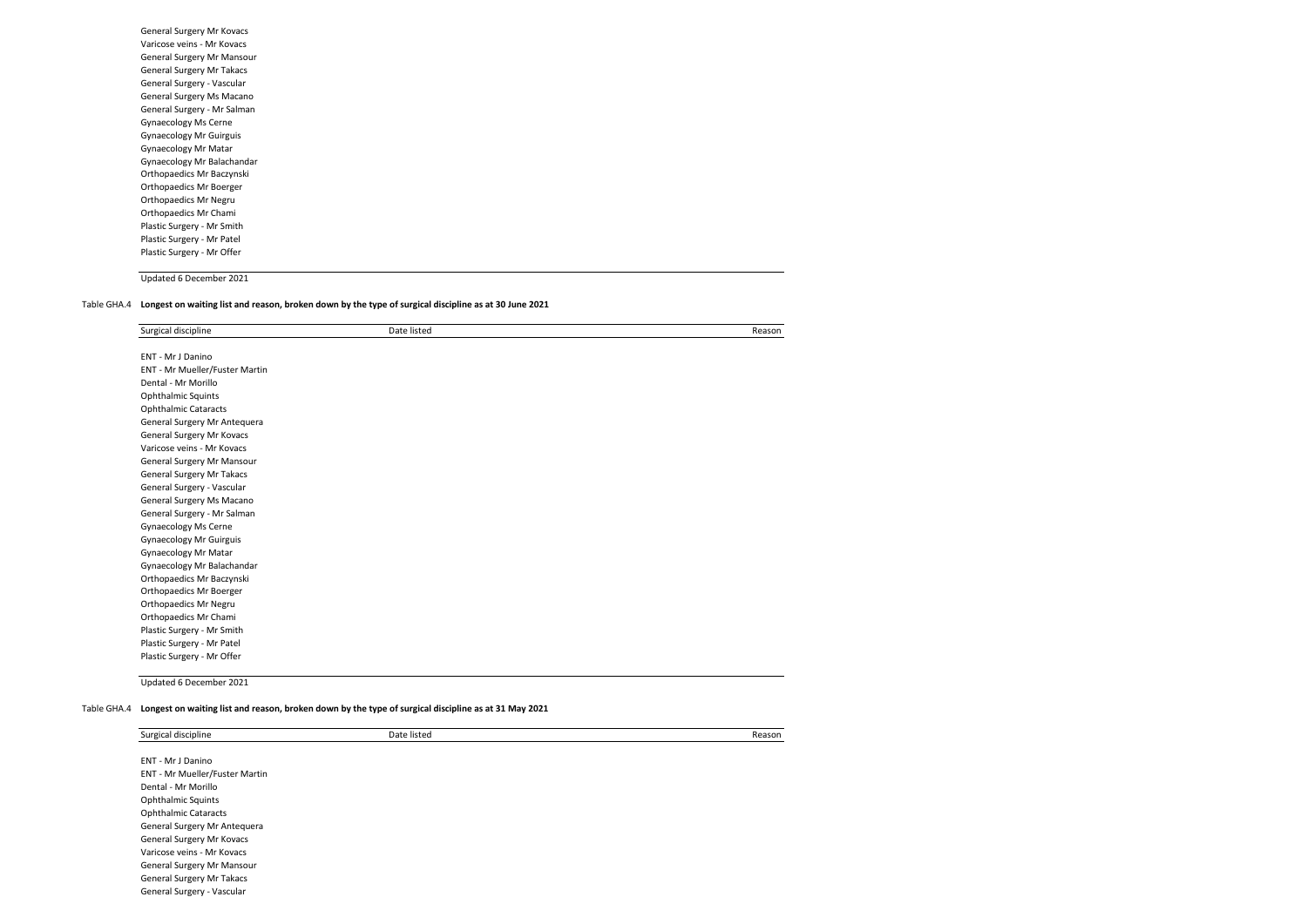| | | |
|---|---|---|
| General Surgery Mr Kovacs | | |
| Varicose veins - Mr Kovacs | | |
| General Surgery Mr Mansour | | |
| General Surgery Mr Takacs | | |
| General Surgery - Vascular | | |
| General Surgery Ms Macano | | |
| General Surgery - Mr Salman | | |
| Gynaecology Ms Cerne | | |
| Gynaecology Mr Guirguis | | |
| Gynaecology Mr Matar | | |
| Gynaecology Mr Balachandar | | |
| Orthopaedics Mr Baczynski | | |
| Orthopaedics Mr Boerger | | |
| Orthopaedics Mr Negru | | |
| Orthopaedics Mr Chami | | |
| Plastic Surgery - Mr Smith | | |
| Plastic Surgery - Mr Patel | | |
| Plastic Surgery - Mr Offer | | |

Updated 6 December 2021

Table GHA.4 **Longest on waiting list and reason, broken down by the type of surgical discipline as at 30 June 2021**

| Surgical discipline | Date listed | Reason |
|---|---|---|
| ENT - Mr J Danino | | |
| ENT - Mr Mueller/Fuster Martin | | |
| Dental - Mr Morillo | | |
| Ophthalmic Squints | | |
| Ophthalmic Cataracts | | |
| General Surgery Mr Antequera | | |
| General Surgery Mr Kovacs | | |
| Varicose veins - Mr Kovacs | | |
| General Surgery Mr Mansour | | |
| General Surgery Mr Takacs | | |
| General Surgery - Vascular | | |
| General Surgery Ms Macano | | |
| General Surgery - Mr Salman | | |
| Gynaecology Ms Cerne | | |
| Gynaecology Mr Guirguis | | |
| Gynaecology Mr Matar | | |
| Gynaecology Mr Balachandar | | |
| Orthopaedics Mr Baczynski | | |
| Orthopaedics Mr Boerger | | |
| Orthopaedics Mr Negru | | |
| Orthopaedics Mr Chami | | |
| Plastic Surgery - Mr Smith | | |
| Plastic Surgery - Mr Patel | | |
| Plastic Surgery - Mr Offer | | |

Updated 6 December 2021

Table GHA.4 **Longest on waiting list and reason, broken down by the type of surgical discipline as at 31 May 2021**

| Surgical discipline | Date listed | Reason |
|---|---|---|
| ENT - Mr J Danino | | |
| ENT - Mr Mueller/Fuster Martin | | |
| Dental - Mr Morillo | | |
| Ophthalmic Squints | | |
| Ophthalmic Cataracts | | |
| General Surgery Mr Antequera | | |
| General Surgery Mr Kovacs | | |
| Varicose veins - Mr Kovacs | | |
| General Surgery Mr Mansour | | |
| General Surgery Mr Takacs | | |
| General Surgery - Vascular | | |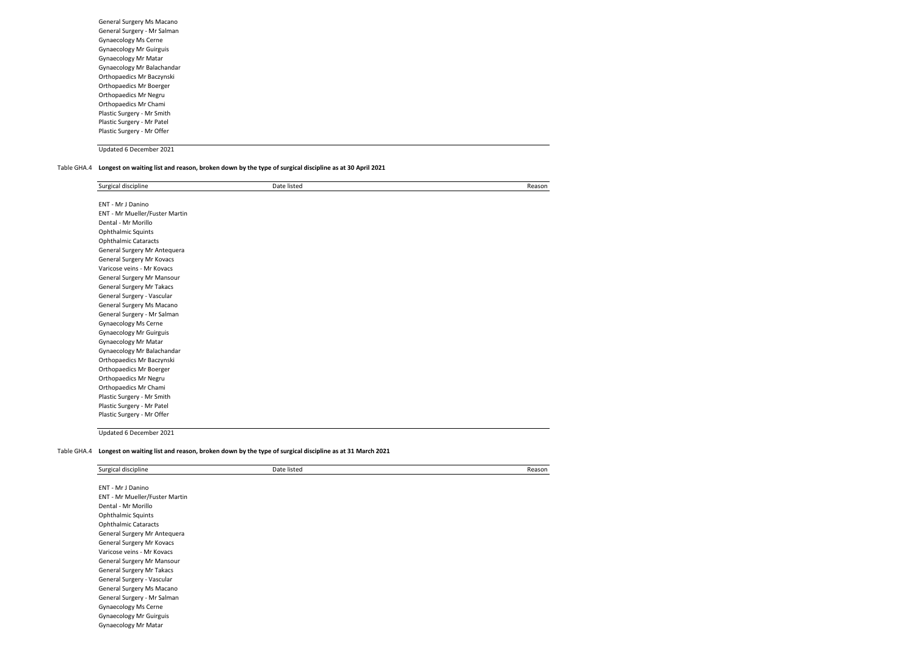| | | |
|---|---|---|
| General Surgery Ms Macano | | |
| General Surgery - Mr Salman | | |
| Gynaecology Ms Cerne | | |
| Gynaecology Mr Guirguis | | |
| Gynaecology Mr Matar | | |
| Gynaecology Mr Balachandar | | |
| Orthopaedics Mr Baczynski | | |
| Orthopaedics Mr Boerger | | |
| Orthopaedics Mr Negru | | |
| Orthopaedics Mr Chami | | |
| Plastic Surgery - Mr Smith | | |
| Plastic Surgery - Mr Patel | | |
| Plastic Surgery - Mr Offer | | |

Updated 6 December 2021

Table GHA.4 **Longest on waiting list and reason, broken down by the type of surgical discipline as at 30 April 2021**

| Surgical discipline | Date listed | Reason |
|---|---|---|
| ENT - Mr J Danino | | |
| ENT - Mr Mueller/Fuster Martin | | |
| Dental - Mr Morillo | | |
| Ophthalmic Squints | | |
| Ophthalmic Cataracts | | |
| General Surgery Mr Antequera | | |
| General Surgery Mr Kovacs | | |
| Varicose veins - Mr Kovacs | | |
| General Surgery Mr Mansour | | |
| General Surgery Mr Takacs | | |
| General Surgery - Vascular | | |
| General Surgery Ms Macano | | |
| General Surgery - Mr Salman | | |
| Gynaecology Ms Cerne | | |
| Gynaecology Mr Guirguis | | |
| Gynaecology Mr Matar | | |
| Gynaecology Mr Balachandar | | |
| Orthopaedics Mr Baczynski | | |
| Orthopaedics Mr Boerger | | |
| Orthopaedics Mr Negru | | |
| Orthopaedics Mr Chami | | |
| Plastic Surgery - Mr Smith | | |
| Plastic Surgery - Mr Patel | | |
| Plastic Surgery - Mr Offer | | |

Updated 6 December 2021

Table GHA.4 **Longest on waiting list and reason, broken down by the type of surgical discipline as at 31 March 2021**

| Surgical discipline | Date listed | Reason |
|---|---|---|
| ENT - Mr J Danino | | |
| ENT - Mr Mueller/Fuster Martin | | |
| Dental - Mr Morillo | | |
| Ophthalmic Squints | | |
| Ophthalmic Cataracts | | |
| General Surgery Mr Antequera | | |
| General Surgery Mr Kovacs | | |
| Varicose veins - Mr Kovacs | | |
| General Surgery Mr Mansour | | |
| General Surgery Mr Takacs | | |
| General Surgery - Vascular | | |
| General Surgery Ms Macano | | |
| General Surgery - Mr Salman | | |
| Gynaecology Ms Cerne | | |
| Gynaecology Mr Guirguis | | |
| Gynaecology Mr Matar | | |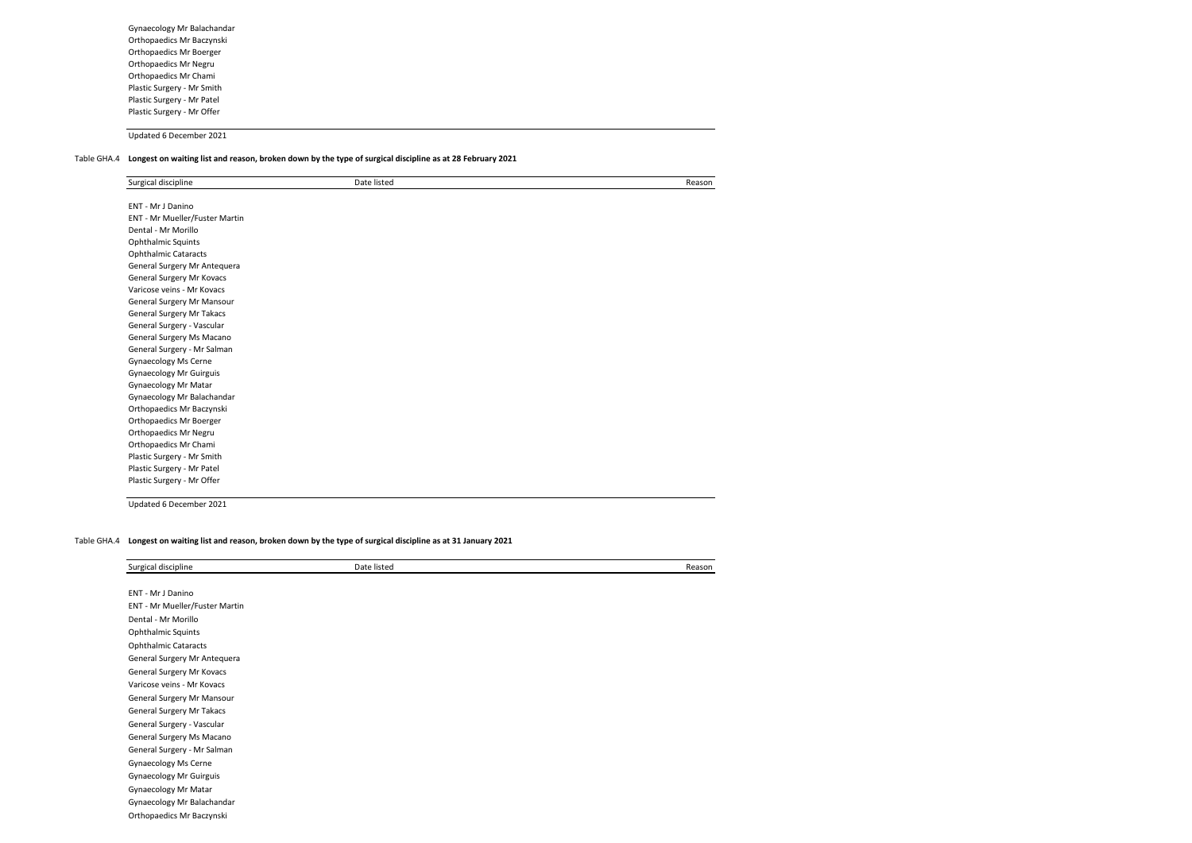| Surgical discipline | Date listed | Reason |
|---|---|---|
| Gynaecology Mr Balachandar | | |
| Orthopaedics Mr Baczynski | | |
| Orthopaedics Mr Boerger | | |
| Orthopaedics Mr Negru | | |
| Orthopaedics Mr Chami | | |
| Plastic Surgery - Mr Smith | | |
| Plastic Surgery - Mr Patel | | |
| Plastic Surgery - Mr Offer | | |

Updated 6 December 2021

Table GHA.4 **Longest on waiting list and reason, broken down by the type of surgical discipline as at 28 February 2021**

| Surgical discipline | Date listed | Reason |
|---|---|---|
| ENT - Mr J Danino | | |
| ENT - Mr Mueller/Fuster Martin | | |
| Dental - Mr Morillo | | |
| Ophthalmic Squints | | |
| Ophthalmic Cataracts | | |
| General Surgery Mr Antequera | | |
| General Surgery Mr Kovacs | | |
| Varicose veins - Mr Kovacs | | |
| General Surgery Mr Mansour | | |
| General Surgery Mr Takacs | | |
| General Surgery - Vascular | | |
| General Surgery Ms Macano | | |
| General Surgery - Mr Salman | | |
| Gynaecology Ms Cerne | | |
| Gynaecology Mr Guirguis | | |
| Gynaecology Mr Matar | | |
| Gynaecology Mr Balachandar | | |
| Orthopaedics Mr Baczynski | | |
| Orthopaedics Mr Boerger | | |
| Orthopaedics Mr Negru | | |
| Orthopaedics Mr Chami | | |
| Plastic Surgery - Mr Smith | | |
| Plastic Surgery - Mr Patel | | |
| Plastic Surgery - Mr Offer | | |

Updated 6 December 2021

Table GHA.4 **Longest on waiting list and reason, broken down by the type of surgical discipline as at 31 January 2021**

| Surgical discipline | Date listed | Reason |
|---|---|---|
| ENT - Mr J Danino | | |
| ENT - Mr Mueller/Fuster Martin | | |
| Dental - Mr Morillo | | |
| Ophthalmic Squints | | |
| Ophthalmic Cataracts | | |
| General Surgery Mr Antequera | | |
| General Surgery Mr Kovacs | | |
| Varicose veins - Mr Kovacs | | |
| General Surgery Mr Mansour | | |
| General Surgery Mr Takacs | | |
| General Surgery - Vascular | | |
| General Surgery Ms Macano | | |
| General Surgery - Mr Salman | | |
| Gynaecology Ms Cerne | | |
| Gynaecology Mr Guirguis | | |
| Gynaecology Mr Matar | | |
| Gynaecology Mr Balachandar | | |
| Orthopaedics Mr Baczynski | | |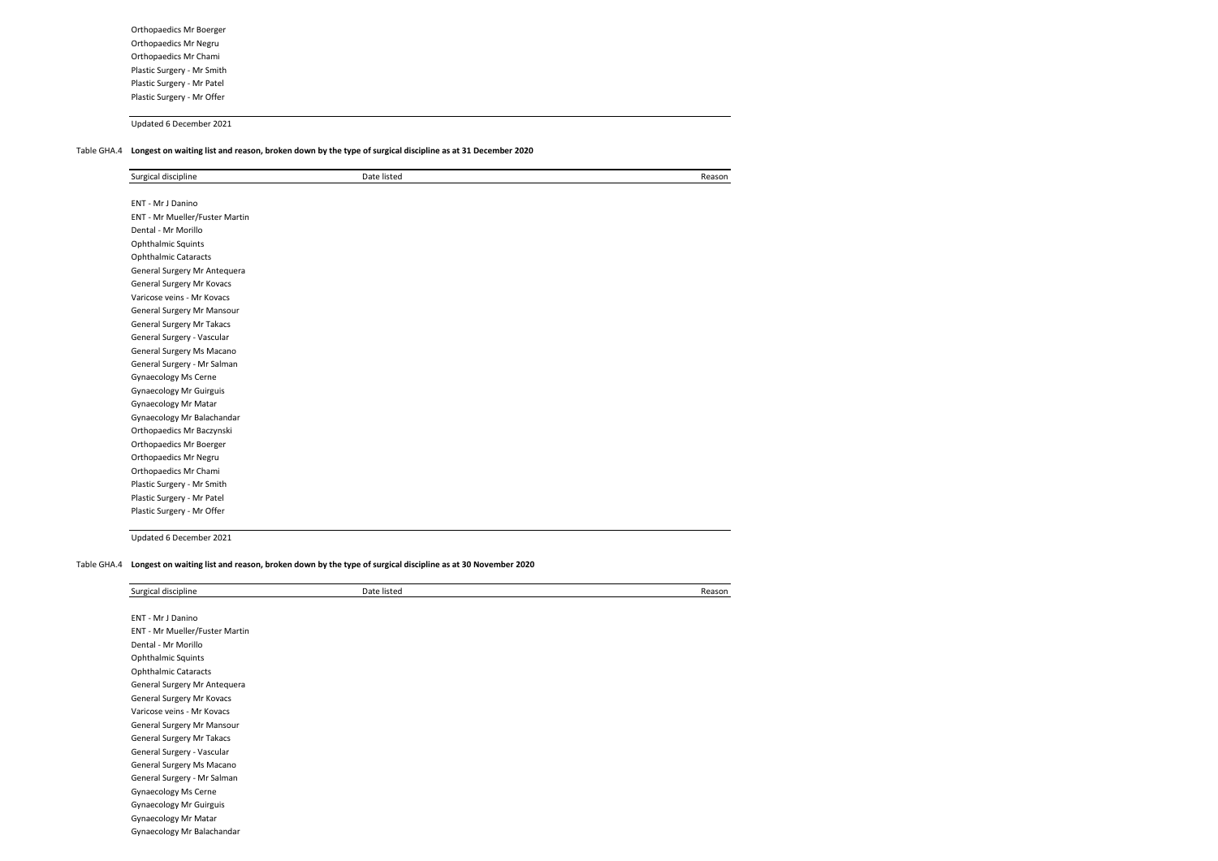| Surgical discipline | Date listed | Reason |
|---|---|---|
| Orthopaedics Mr Boerger | | |
| Orthopaedics Mr Negru | | |
| Orthopaedics Mr Chami | | |
| Plastic Surgery - Mr Smith | | |
| Plastic Surgery - Mr Patel | | |
| Plastic Surgery - Mr Offer | | |

Updated 6 December 2021

Table GHA.4 **Longest on waiting list and reason, broken down by the type of surgical discipline as at 31 December 2020**

| Surgical discipline | Date listed | Reason |
|---|---|---|
| ENT - Mr J Danino | | |
| ENT - Mr Mueller/Fuster Martin | | |
| Dental - Mr Morillo | | |
| Ophthalmic Squints | | |
| Ophthalmic Cataracts | | |
| General Surgery Mr Antequera | | |
| General Surgery Mr Kovacs | | |
| Varicose veins - Mr Kovacs | | |
| General Surgery Mr Mansour | | |
| General Surgery Mr Takacs | | |
| General Surgery - Vascular | | |
| General Surgery Ms Macano | | |
| General Surgery - Mr Salman | | |
| Gynaecology Ms Cerne | | |
| Gynaecology Mr Guirguis | | |
| Gynaecology Mr Matar | | |
| Gynaecology Mr Balachandar | | |
| Orthopaedics Mr Baczynski | | |
| Orthopaedics Mr Boerger | | |
| Orthopaedics Mr Negru | | |
| Orthopaedics Mr Chami | | |
| Plastic Surgery - Mr Smith | | |
| Plastic Surgery - Mr Patel | | |
| Plastic Surgery - Mr Offer | | |

Updated 6 December 2021

Table GHA.4 **Longest on waiting list and reason, broken down by the type of surgical discipline as at 30 November 2020**

| Surgical discipline | Date listed | Reason |
|---|---|---|
| ENT - Mr J Danino | | |
| ENT - Mr Mueller/Fuster Martin | | |
| Dental - Mr Morillo | | |
| Ophthalmic Squints | | |
| Ophthalmic Cataracts | | |
| General Surgery Mr Antequera | | |
| General Surgery Mr Kovacs | | |
| Varicose veins - Mr Kovacs | | |
| General Surgery Mr Mansour | | |
| General Surgery Mr Takacs | | |
| General Surgery - Vascular | | |
| General Surgery Ms Macano | | |
| General Surgery - Mr Salman | | |
| Gynaecology Ms Cerne | | |
| Gynaecology Mr Guirguis | | |
| Gynaecology Mr Matar | | |
| Gynaecology Mr Balachandar | | |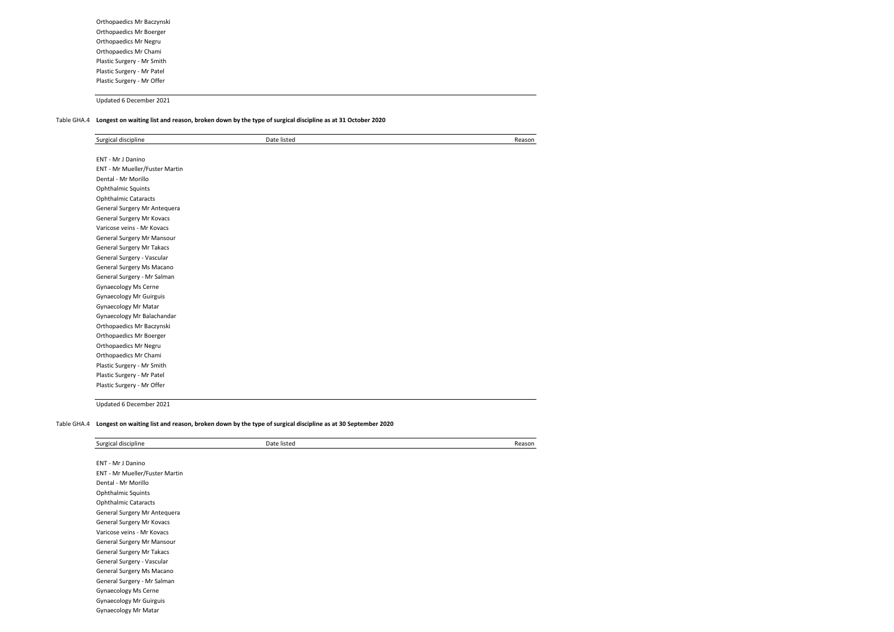| Surgical discipline | Date listed | Reason |
|---|---|---|
| Orthopaedics Mr Baczynski | | |
| Orthopaedics Mr Boerger | | |
| Orthopaedics Mr Negru | | |
| Orthopaedics Mr Chami | | |
| Plastic Surgery - Mr Smith | | |
| Plastic Surgery - Mr Patel | | |
| Plastic Surgery - Mr Offer | | |

Updated 6 December 2021

Table GHA.4 **Longest on waiting list and reason, broken down by the type of surgical discipline as at 31 October 2020**

| Surgical discipline | Date listed | Reason |
|---|---|---|
| ENT - Mr J Danino | | |
| ENT - Mr Mueller/Fuster Martin | | |
| Dental - Mr Morillo | | |
| Ophthalmic Squints | | |
| Ophthalmic Cataracts | | |
| General Surgery Mr Antequera | | |
| General Surgery Mr Kovacs | | |
| Varicose veins - Mr Kovacs | | |
| General Surgery Mr Mansour | | |
| General Surgery Mr Takacs | | |
| General Surgery - Vascular | | |
| General Surgery Ms Macano | | |
| General Surgery - Mr Salman | | |
| Gynaecology Ms Cerne | | |
| Gynaecology Mr Guirguis | | |
| Gynaecology Mr Matar | | |
| Gynaecology Mr Balachandar | | |
| Orthopaedics Mr Baczynski | | |
| Orthopaedics Mr Boerger | | |
| Orthopaedics Mr Negru | | |
| Orthopaedics Mr Chami | | |
| Plastic Surgery - Mr Smith | | |
| Plastic Surgery - Mr Patel | | |
| Plastic Surgery - Mr Offer | | |

Updated 6 December 2021

Table GHA.4 **Longest on waiting list and reason, broken down by the type of surgical discipline as at 30 September 2020**

| Surgical discipline | Date listed | Reason |
|---|---|---|
| ENT - Mr J Danino | | |
| ENT - Mr Mueller/Fuster Martin | | |
| Dental - Mr Morillo | | |
| Ophthalmic Squints | | |
| Ophthalmic Cataracts | | |
| General Surgery Mr Antequera | | |
| General Surgery Mr Kovacs | | |
| Varicose veins - Mr Kovacs | | |
| General Surgery Mr Mansour | | |
| General Surgery Mr Takacs | | |
| General Surgery - Vascular | | |
| General Surgery Ms Macano | | |
| General Surgery - Mr Salman | | |
| Gynaecology Ms Cerne | | |
| Gynaecology Mr Guirguis | | |
| Gynaecology Mr Matar | | |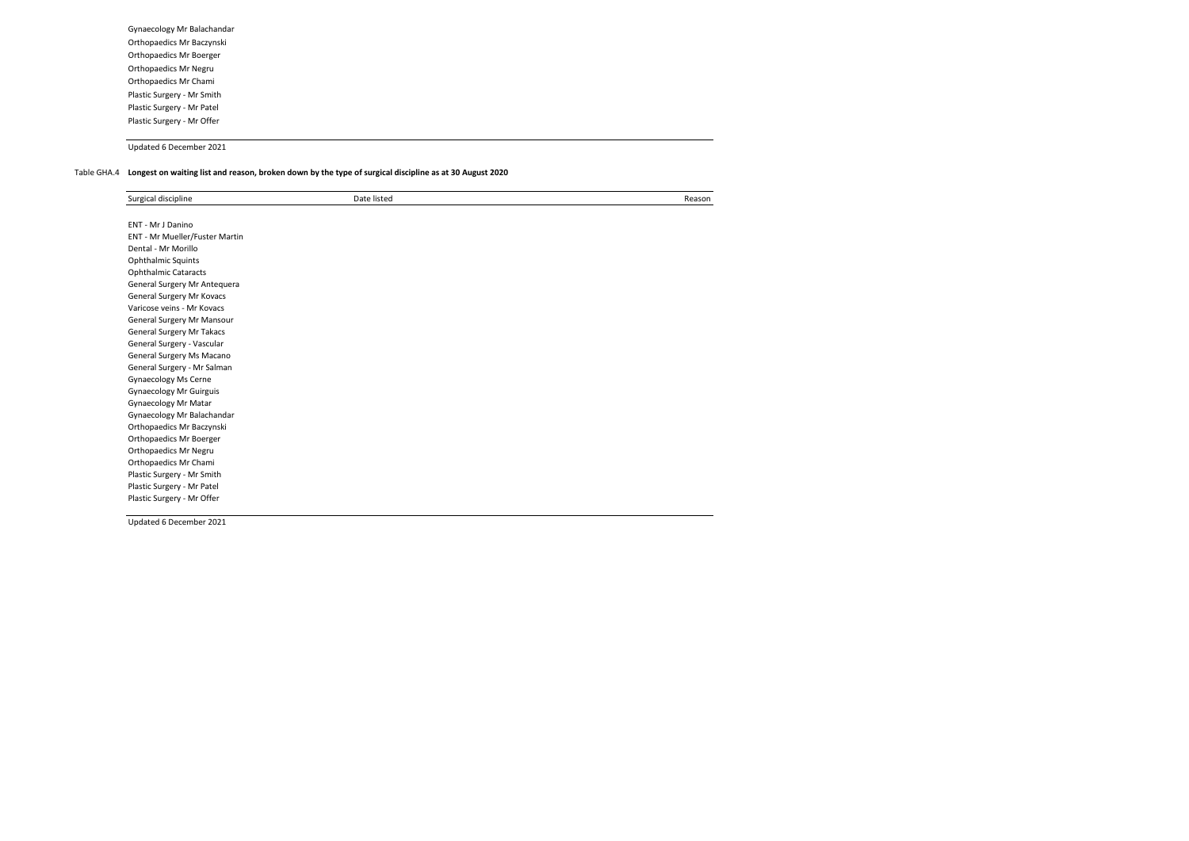| |
|---|
| Gynaecology Mr Balachandar |
| Orthopaedics Mr Baczynski |
| Orthopaedics Mr Boerger |
| Orthopaedics Mr Negru |
| Orthopaedics Mr Chami |
| Plastic Surgery - Mr Smith |
| Plastic Surgery - Mr Patel |
| Plastic Surgery - Mr Offer |

Updated 6 December 2021

Table GHA.4 **Longest on waiting list and reason, broken down by the type of surgical discipline as at 30 August 2020**

| Surgical discipline | Date listed | Reason |
|---|---|---|
| ENT - Mr J Danino | | |
| ENT - Mr Mueller/Fuster Martin | | |
| Dental - Mr Morillo | | |
| Ophthalmic Squints | | |
| Ophthalmic Cataracts | | |
| General Surgery Mr Antequera | | |
| General Surgery Mr Kovacs | | |
| Varicose veins - Mr Kovacs | | |
| General Surgery Mr Mansour | | |
| General Surgery Mr Takacs | | |
| General Surgery - Vascular | | |
| General Surgery Ms Macano | | |
| General Surgery - Mr Salman | | |
| Gynaecology Ms Cerne | | |
| Gynaecology Mr Guirguis | | |
| Gynaecology Mr Matar | | |
| Gynaecology Mr Balachandar | | |
| Orthopaedics Mr Baczynski | | |
| Orthopaedics Mr Boerger | | |
| Orthopaedics Mr Negru | | |
| Orthopaedics Mr Chami | | |
| Plastic Surgery - Mr Smith | | |
| Plastic Surgery - Mr Patel | | |
| Plastic Surgery - Mr Offer | | |

Updated 6 December 2021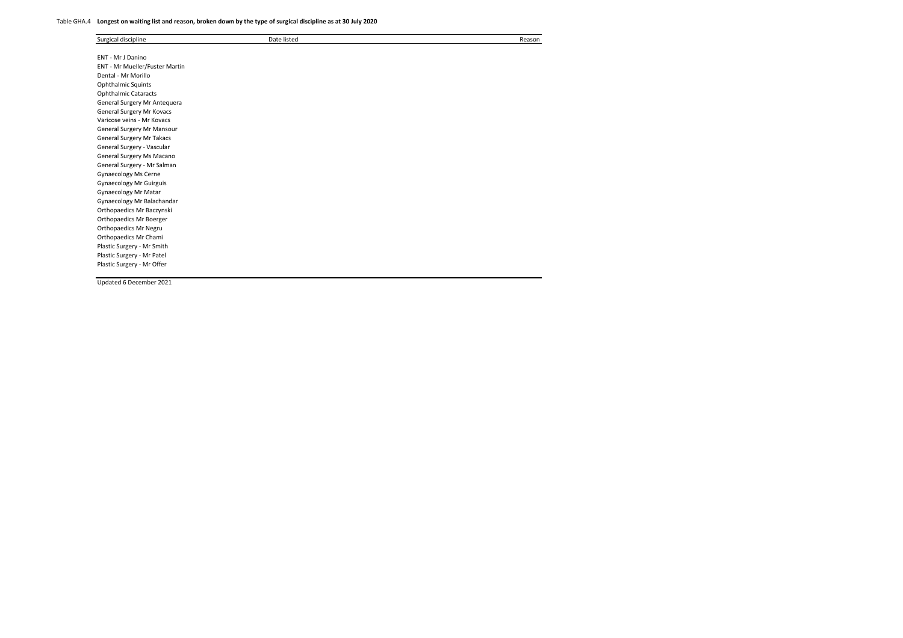Table GHA.4 **Longest on waiting list and reason, broken down by the type of surgical discipline as at 30 July 2020**

| Surgical discipline | Date listed | Reason |
|---|---|---|
| ENT - Mr J Danino | | |
| ENT - Mr Mueller/Fuster Martin | | |
| Dental - Mr Morillo | | |
| Ophthalmic Squints | | |
| Ophthalmic Cataracts | | |
| General Surgery Mr Antequera | | |
| General Surgery Mr Kovacs | | |
| Varicose veins - Mr Kovacs | | |
| General Surgery Mr Mansour | | |
| General Surgery Mr Takacs | | |
| General Surgery - Vascular | | |
| General Surgery Ms Macano | | |
| General Surgery - Mr Salman | | |
| Gynaecology Ms Cerne | | |
| Gynaecology Mr Guirguis | | |
| Gynaecology Mr Matar | | |
| Gynaecology Mr Balachandar | | |
| Orthopaedics Mr Baczynski | | |
| Orthopaedics Mr Boerger | | |
| Orthopaedics Mr Negru | | |
| Orthopaedics Mr Chami | | |
| Plastic Surgery - Mr Smith | | |
| Plastic Surgery - Mr Patel | | |
| Plastic Surgery - Mr Offer | | |

Updated 6 December 2021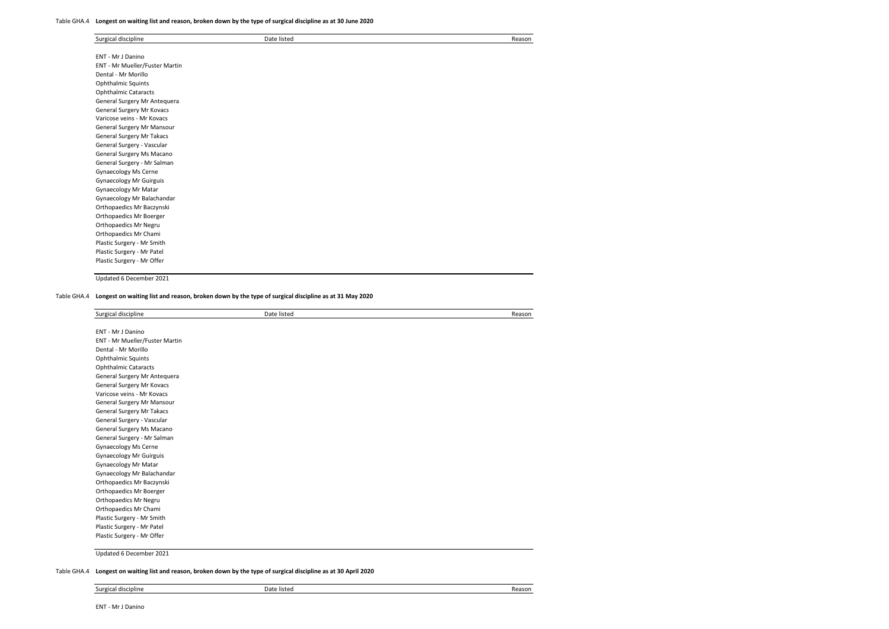Table GHA.4 **Longest on waiting list and reason, broken down by the type of surgical discipline as at 30 June 2020**

| Surgical discipline | Date listed | Reason |
| --- | --- | --- |
| ENT - Mr J Danino | | |
| ENT - Mr Mueller/Fuster Martin | | |
| Dental - Mr Morillo | | |
| Ophthalmic Squints | | |
| Ophthalmic Cataracts | | |
| General Surgery Mr Antequera | | |
| General Surgery Mr Kovacs | | |
| Varicose veins - Mr Kovacs | | |
| General Surgery Mr Mansour | | |
| General Surgery Mr Takacs | | |
| General Surgery - Vascular | | |
| General Surgery Ms Macano | | |
| General Surgery - Mr Salman | | |
| Gynaecology Ms Cerne | | |
| Gynaecology Mr Guirguis | | |
| Gynaecology Mr Matar | | |
| Gynaecology Mr Balachandar | | |
| Orthopaedics Mr Baczynski | | |
| Orthopaedics Mr Boerger | | |
| Orthopaedics Mr Negru | | |
| Orthopaedics Mr Chami | | |
| Plastic Surgery - Mr Smith | | |
| Plastic Surgery - Mr Patel | | |
| Plastic Surgery - Mr Offer | | |

Updated 6 December 2021

Table GHA.4 **Longest on waiting list and reason, broken down by the type of surgical discipline as at 31 May 2020**

| Surgical discipline | Date listed | Reason |
| --- | --- | --- |
| ENT - Mr J Danino | | |
| ENT - Mr Mueller/Fuster Martin | | |
| Dental - Mr Morillo | | |
| Ophthalmic Squints | | |
| Ophthalmic Cataracts | | |
| General Surgery Mr Antequera | | |
| General Surgery Mr Kovacs | | |
| Varicose veins - Mr Kovacs | | |
| General Surgery Mr Mansour | | |
| General Surgery Mr Takacs | | |
| General Surgery - Vascular | | |
| General Surgery Ms Macano | | |
| General Surgery - Mr Salman | | |
| Gynaecology Ms Cerne | | |
| Gynaecology Mr Guirguis | | |
| Gynaecology Mr Matar | | |
| Gynaecology Mr Balachandar | | |
| Orthopaedics Mr Baczynski | | |
| Orthopaedics Mr Boerger | | |
| Orthopaedics Mr Negru | | |
| Orthopaedics Mr Chami | | |
| Plastic Surgery - Mr Smith | | |
| Plastic Surgery - Mr Patel | | |
| Plastic Surgery - Mr Offer | | |

Updated 6 December 2021

Table GHA.4 **Longest on waiting list and reason, broken down by the type of surgical discipline as at 30 April 2020**

| Surgical discipline | Date listed | Reason |
| --- | --- | --- |
| ENT - Mr J Danino | | |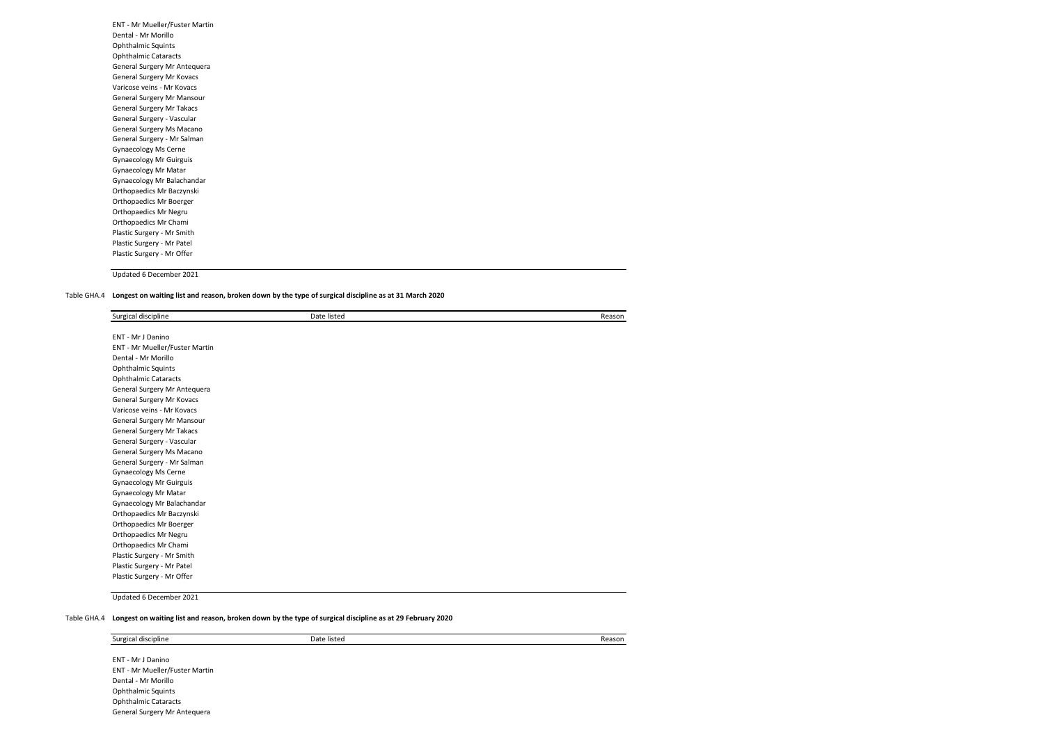| |
|---|
| ENT - Mr Mueller/Fuster Martin |
| Dental - Mr Morillo |
| Ophthalmic Squints |
| Ophthalmic Cataracts |
| General Surgery Mr Antequera |
| General Surgery Mr Kovacs |
| Varicose veins - Mr Kovacs |
| General Surgery Mr Mansour |
| General Surgery Mr Takacs |
| General Surgery - Vascular |
| General Surgery Ms Macano |
| General Surgery - Mr Salman |
| Gynaecology Ms Cerne |
| Gynaecology Mr Guirguis |
| Gynaecology Mr Matar |
| Gynaecology Mr Balachandar |
| Orthopaedics Mr Baczynski |
| Orthopaedics Mr Boerger |
| Orthopaedics Mr Negru |
| Orthopaedics Mr Chami |
| Plastic Surgery - Mr Smith |
| Plastic Surgery - Mr Patel |
| Plastic Surgery - Mr Offer |

Updated 6 December 2021

Table GHA.4 **Longest on waiting list and reason, broken down by the type of surgical discipline as at 31 March 2020**

| Surgical discipline | Date listed | Reason |
|---|---|---|
| ENT - Mr J Danino | | |
| ENT - Mr Mueller/Fuster Martin | | |
| Dental - Mr Morillo | | |
| Ophthalmic Squints | | |
| Ophthalmic Cataracts | | |
| General Surgery Mr Antequera | | |
| General Surgery Mr Kovacs | | |
| Varicose veins - Mr Kovacs | | |
| General Surgery Mr Mansour | | |
| General Surgery Mr Takacs | | |
| General Surgery - Vascular | | |
| General Surgery Ms Macano | | |
| General Surgery - Mr Salman | | |
| Gynaecology Ms Cerne | | |
| Gynaecology Mr Guirguis | | |
| Gynaecology Mr Matar | | |
| Gynaecology Mr Balachandar | | |
| Orthopaedics Mr Baczynski | | |
| Orthopaedics Mr Boerger | | |
| Orthopaedics Mr Negru | | |
| Orthopaedics Mr Chami | | |
| Plastic Surgery - Mr Smith | | |
| Plastic Surgery - Mr Patel | | |
| Plastic Surgery - Mr Offer | | |

Updated 6 December 2021

Table GHA.4 **Longest on waiting list and reason, broken down by the type of surgical discipline as at 29 February 2020**

| Surgical discipline | Date listed | Reason |
|---|---|---|
| ENT - Mr J Danino | | |
| ENT - Mr Mueller/Fuster Martin | | |
| Dental - Mr Morillo | | |
| Ophthalmic Squints | | |
| Ophthalmic Cataracts | | |
| General Surgery Mr Antequera | | |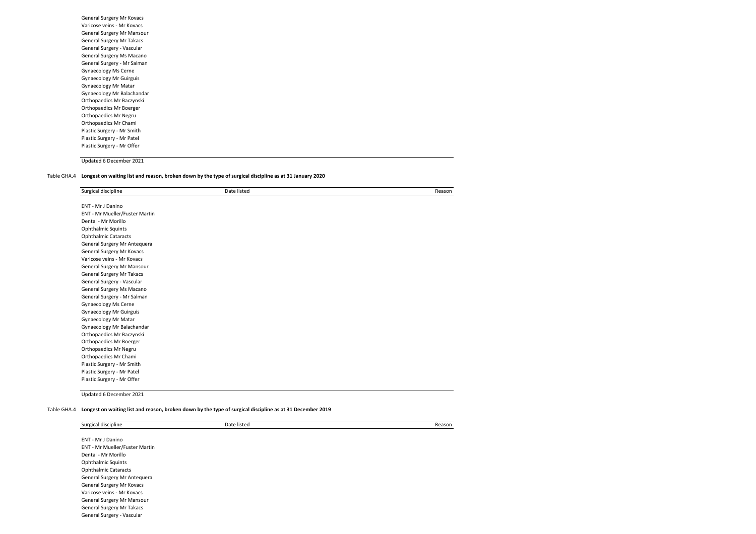| Surgical discipline | Date listed | Reason |
|---|---|---|
| General Surgery Mr Kovacs | | |
| Varicose veins - Mr Kovacs | | |
| General Surgery Mr Mansour | | |
| General Surgery Mr Takacs | | |
| General Surgery - Vascular | | |
| General Surgery Ms Macano | | |
| General Surgery - Mr Salman | | |
| Gynaecology Ms Cerne | | |
| Gynaecology Mr Guirguis | | |
| Gynaecology Mr Matar | | |
| Gynaecology Mr Balachandar | | |
| Orthopaedics Mr Baczynski | | |
| Orthopaedics Mr Boerger | | |
| Orthopaedics Mr Negru | | |
| Orthopaedics Mr Chami | | |
| Plastic Surgery - Mr Smith | | |
| Plastic Surgery - Mr Patel | | |
| Plastic Surgery - Mr Offer | | |

Updated 6 December 2021

Table GHA.4 **Longest on waiting list and reason, broken down by the type of surgical discipline as at 31 January 2020**

| Surgical discipline | Date listed | Reason |
|---|---|---|
| ENT - Mr J Danino | | |
| ENT - Mr Mueller/Fuster Martin | | |
| Dental - Mr Morillo | | |
| Ophthalmic Squints | | |
| Ophthalmic Cataracts | | |
| General Surgery Mr Antequera | | |
| General Surgery Mr Kovacs | | |
| Varicose veins - Mr Kovacs | | |
| General Surgery Mr Mansour | | |
| General Surgery Mr Takacs | | |
| General Surgery - Vascular | | |
| General Surgery Ms Macano | | |
| General Surgery - Mr Salman | | |
| Gynaecology Ms Cerne | | |
| Gynaecology Mr Guirguis | | |
| Gynaecology Mr Matar | | |
| Gynaecology Mr Balachandar | | |
| Orthopaedics Mr Baczynski | | |
| Orthopaedics Mr Boerger | | |
| Orthopaedics Mr Negru | | |
| Orthopaedics Mr Chami | | |
| Plastic Surgery - Mr Smith | | |
| Plastic Surgery - Mr Patel | | |
| Plastic Surgery - Mr Offer | | |

Updated 6 December 2021

Table GHA.4 **Longest on waiting list and reason, broken down by the type of surgical discipline as at 31 December 2019**

| Surgical discipline | Date listed | Reason |
|---|---|---|
| ENT - Mr J Danino | | |
| ENT - Mr Mueller/Fuster Martin | | |
| Dental - Mr Morillo | | |
| Ophthalmic Squints | | |
| Ophthalmic Cataracts | | |
| General Surgery Mr Antequera | | |
| General Surgery Mr Kovacs | | |
| Varicose veins - Mr Kovacs | | |
| General Surgery Mr Mansour | | |
| General Surgery Mr Takacs | | |
| General Surgery - Vascular | | |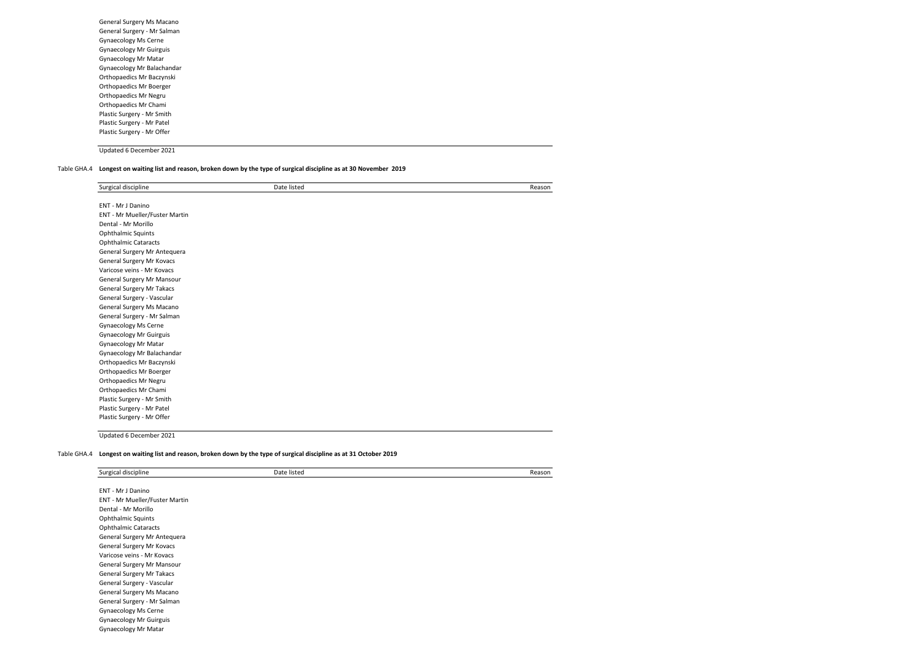| General Surgery Ms Macano | | |
|---|---|---|
| General Surgery - Mr Salman | | |
| Gynaecology Ms Cerne | | |
| Gynaecology Mr Guirguis | | |
| Gynaecology Mr Matar | | |
| Gynaecology Mr Balachandar | | |
| Orthopaedics Mr Baczynski | | |
| Orthopaedics Mr Boerger | | |
| Orthopaedics Mr Negru | | |
| Orthopaedics Mr Chami | | |
| Plastic Surgery - Mr Smith | | |
| Plastic Surgery - Mr Patel | | |
| Plastic Surgery - Mr Offer | | |

Updated 6 December 2021

Table GHA.4 **Longest on waiting list and reason, broken down by the type of surgical discipline as at 30 November 2019**

| Surgical discipline | Date listed | Reason |
|---|---|---|
| ENT - Mr J Danino | | |
| ENT - Mr Mueller/Fuster Martin | | |
| Dental - Mr Morillo | | |
| Ophthalmic Squints | | |
| Ophthalmic Cataracts | | |
| General Surgery Mr Antequera | | |
| General Surgery Mr Kovacs | | |
| Varicose veins - Mr Kovacs | | |
| General Surgery Mr Mansour | | |
| General Surgery Mr Takacs | | |
| General Surgery - Vascular | | |
| General Surgery Ms Macano | | |
| General Surgery - Mr Salman | | |
| Gynaecology Ms Cerne | | |
| Gynaecology Mr Guirguis | | |
| Gynaecology Mr Matar | | |
| Gynaecology Mr Balachandar | | |
| Orthopaedics Mr Baczynski | | |
| Orthopaedics Mr Boerger | | |
| Orthopaedics Mr Negru | | |
| Orthopaedics Mr Chami | | |
| Plastic Surgery - Mr Smith | | |
| Plastic Surgery - Mr Patel | | |
| Plastic Surgery - Mr Offer | | |

Updated 6 December 2021

Table GHA.4 **Longest on waiting list and reason, broken down by the type of surgical discipline as at 31 October 2019**

| Surgical discipline | Date listed | Reason |
|---|---|---|
| ENT - Mr J Danino | | |
| ENT - Mr Mueller/Fuster Martin | | |
| Dental - Mr Morillo | | |
| Ophthalmic Squints | | |
| Ophthalmic Cataracts | | |
| General Surgery Mr Antequera | | |
| General Surgery Mr Kovacs | | |
| Varicose veins - Mr Kovacs | | |
| General Surgery Mr Mansour | | |
| General Surgery Mr Takacs | | |
| General Surgery - Vascular | | |
| General Surgery Ms Macano | | |
| General Surgery - Mr Salman | | |
| Gynaecology Ms Cerne | | |
| Gynaecology Mr Guirguis | | |
| Gynaecology Mr Matar | | |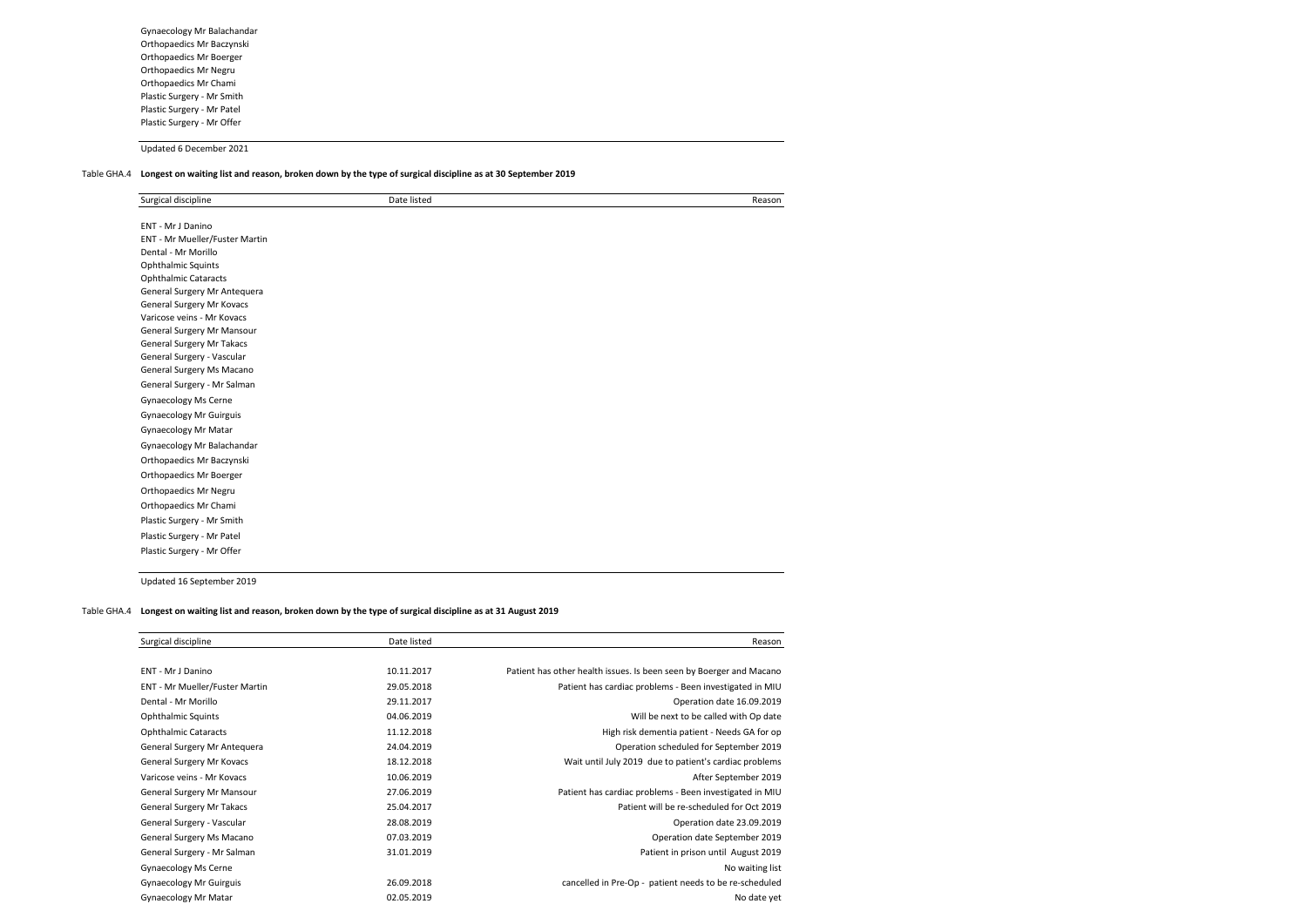| Gynaecology Mr Balachandar | | |
|---|---|---|
| Orthopaedics Mr Baczynski | | |
| Orthopaedics Mr Boerger | | |
| Orthopaedics Mr Negru | | |
| Orthopaedics Mr Chami | | |
| Plastic Surgery - Mr Smith | | |
| Plastic Surgery - Mr Patel | | |
| Plastic Surgery - Mr Offer | | |

Updated 6 December 2021

Table GHA.4 **Longest on waiting list and reason, broken down by the type of surgical discipline as at 30 September 2019**

| Surgical discipline | Date listed | Reason |
|---|---|---|
| ENT - Mr J Danino | | |
| ENT - Mr Mueller/Fuster Martin | | |
| Dental - Mr Morillo | | |
| Ophthalmic Squints | | |
| Ophthalmic Cataracts | | |
| General Surgery Mr Antequera | | |
| General Surgery Mr Kovacs | | |
| Varicose veins - Mr Kovacs | | |
| General Surgery Mr Mansour | | |
| General Surgery Mr Takacs | | |
| General Surgery - Vascular | | |
| General Surgery Ms Macano | | |
| General Surgery - Mr Salman | | |
| Gynaecology Ms Cerne | | |
| Gynaecology Mr Guirguis | | |
| Gynaecology Mr Matar | | |
| Gynaecology Mr Balachandar | | |
| Orthopaedics Mr Baczynski | | |
| Orthopaedics Mr Boerger | | |
| Orthopaedics Mr Negru | | |
| Orthopaedics Mr Chami | | |
| Plastic Surgery - Mr Smith | | |
| Plastic Surgery - Mr Patel | | |
| Plastic Surgery - Mr Offer | | |

Updated 16 September 2019

Table GHA.4 **Longest on waiting list and reason, broken down by the type of surgical discipline as at 31 August 2019**

| Surgical discipline | Date listed | Reason |
|---|---|---|
| ENT - Mr J Danino | 10.11.2017 | Patient has other health issues. Is been seen by Boerger and Macano |
| ENT - Mr Mueller/Fuster Martin | 29.05.2018 | Patient has cardiac problems - Been investigated in MIU |
| Dental - Mr Morillo | 29.11.2017 | Operation date 16.09.2019 |
| Ophthalmic Squints | 04.06.2019 | Will be next to be called with Op date |
| Ophthalmic Cataracts | 11.12.2018 | High risk dementia patient - Needs GA for op |
| General Surgery Mr Antequera | 24.04.2019 | Operation scheduled for September 2019 |
| General Surgery Mr Kovacs | 18.12.2018 | Wait until July 2019 due to patient's cardiac problems |
| Varicose veins - Mr Kovacs | 10.06.2019 | After September 2019 |
| General Surgery Mr Mansour | 27.06.2019 | Patient has cardiac problems - Been investigated in MIU |
| General Surgery Mr Takacs | 25.04.2017 | Patient will be re-scheduled for Oct 2019 |
| General Surgery - Vascular | 28.08.2019 | Operation date 23.09.2019 |
| General Surgery Ms Macano | 07.03.2019 | Operation date September 2019 |
| General Surgery - Mr Salman | 31.01.2019 | Patient in prison until August 2019 |
| Gynaecology Ms Cerne | | No waiting list |
| Gynaecology Mr Guirguis | 26.09.2018 | cancelled in Pre-Op - patient needs to be re-scheduled |
| Gynaecology Mr Matar | 02.05.2019 | No date yet |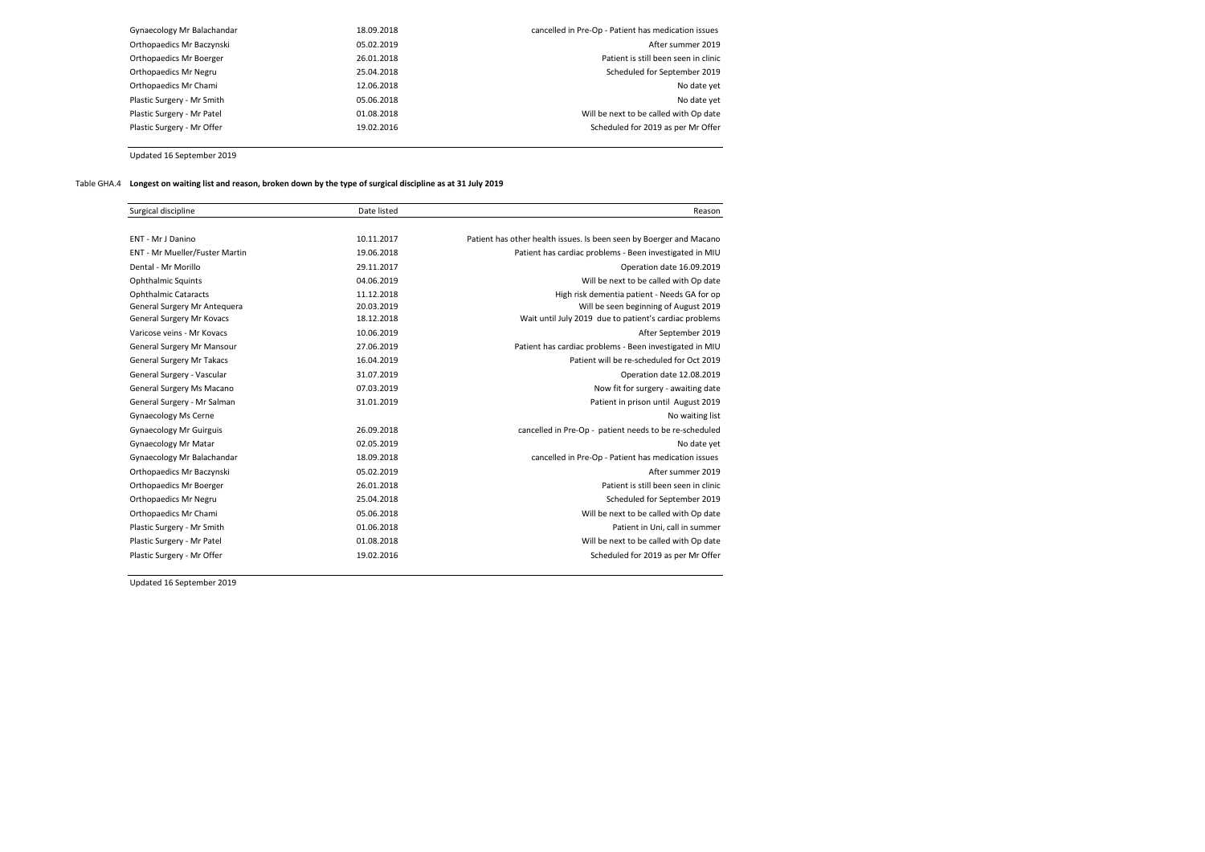| | | |
|---|---|---|
| Gynaecology Mr Balachandar | 18.09.2018 | cancelled in Pre-Op - Patient has medication issues |
| Orthopaedics Mr Baczynski | 05.02.2019 | After summer 2019 |
| Orthopaedics Mr Boerger | 26.01.2018 | Patient is still been seen in clinic |
| Orthopaedics Mr Negru | 25.04.2018 | Scheduled for September 2019 |
| Orthopaedics Mr Chami | 12.06.2018 | No date yet |
| Plastic Surgery - Mr Smith | 05.06.2018 | No date yet |
| Plastic Surgery - Mr Patel | 01.08.2018 | Will be next to be called with Op date |
| Plastic Surgery - Mr Offer | 19.02.2016 | Scheduled for 2019 as per Mr Offer |

Updated 16 September 2019

Table GHA.4 **Longest on waiting list and reason, broken down by the type of surgical discipline as at 31 July 2019**

| Surgical discipline | Date listed | Reason |
|---|---|---|
| ENT - Mr J Danino | 10.11.2017 | Patient has other health issues. Is been seen by Boerger and Macano |
| ENT - Mr Mueller/Fuster Martin | 19.06.2018 | Patient has cardiac problems - Been investigated in MIU |
| Dental - Mr Morillo | 29.11.2017 | Operation date 16.09.2019 |
| Ophthalmic Squints | 04.06.2019 | Will be next to be called with Op date |
| Ophthalmic Cataracts | 11.12.2018 | High risk dementia patient - Needs GA for op |
| General Surgery Mr Antequera | 20.03.2019 | Will be seen beginning of August 2019 |
| General Surgery Mr Kovacs | 18.12.2018 | Wait until July 2019 due to patient's cardiac problems |
| Varicose veins - Mr Kovacs | 10.06.2019 | After September 2019 |
| General Surgery Mr Mansour | 27.06.2019 | Patient has cardiac problems - Been investigated in MIU |
| General Surgery Mr Takacs | 16.04.2019 | Patient will be re-scheduled for Oct 2019 |
| General Surgery - Vascular | 31.07.2019 | Operation date 12.08.2019 |
| General Surgery Ms Macano | 07.03.2019 | Now fit for surgery - awaiting date |
| General Surgery - Mr Salman | 31.01.2019 | Patient in prison until August 2019 |
| Gynaecology Ms Cerne | | No waiting list |
| Gynaecology Mr Guirguis | 26.09.2018 | cancelled in Pre-Op - patient needs to be re-scheduled |
| Gynaecology Mr Matar | 02.05.2019 | No date yet |
| Gynaecology Mr Balachandar | 18.09.2018 | cancelled in Pre-Op - Patient has medication issues |
| Orthopaedics Mr Baczynski | 05.02.2019 | After summer 2019 |
| Orthopaedics Mr Boerger | 26.01.2018 | Patient is still been seen in clinic |
| Orthopaedics Mr Negru | 25.04.2018 | Scheduled for September 2019 |
| Orthopaedics Mr Chami | 05.06.2018 | Will be next to be called with Op date |
| Plastic Surgery - Mr Smith | 01.06.2018 | Patient in Uni, call in summer |
| Plastic Surgery - Mr Patel | 01.08.2018 | Will be next to be called with Op date |
| Plastic Surgery - Mr Offer | 19.02.2016 | Scheduled for 2019 as per Mr Offer |

Updated 16 September 2019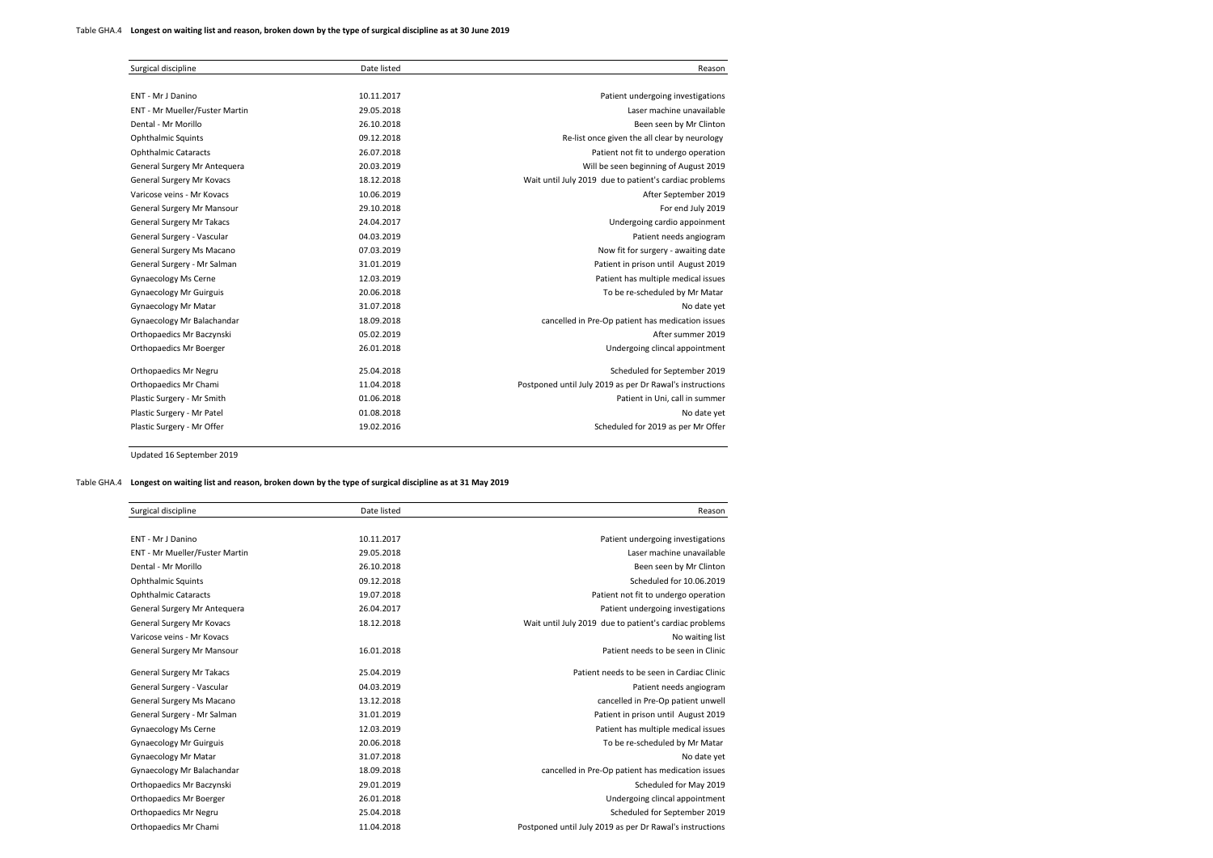Table GHA.4 **Longest on waiting list and reason, broken down by the type of surgical discipline as at 30 June 2019**

| Surgical discipline | Date listed | Reason |
|---|---|---|
| ENT - Mr J Danino | 10.11.2017 | Patient undergoing investigations |
| ENT - Mr Mueller/Fuster Martin | 29.05.2018 | Laser machine unavailable |
| Dental - Mr Morillo | 26.10.2018 | Been seen by Mr Clinton |
| Ophthalmic Squints | 09.12.2018 | Re-list once given the all clear by neurology |
| Ophthalmic Cataracts | 26.07.2018 | Patient not fit to undergo operation |
| General Surgery Mr Antequera | 20.03.2019 | Will be seen beginning of August 2019 |
| General Surgery Mr Kovacs | 18.12.2018 | Wait until July 2019 due to patient's cardiac problems |
| Varicose veins - Mr Kovacs | 10.06.2019 | After September 2019 |
| General Surgery Mr Mansour | 29.10.2018 | For end July 2019 |
| General Surgery Mr Takacs | 24.04.2017 | Undergoing cardio appoinment |
| General Surgery - Vascular | 04.03.2019 | Patient needs angiogram |
| General Surgery Ms Macano | 07.03.2019 | Now fit for surgery - awaiting date |
| General Surgery - Mr Salman | 31.01.2019 | Patient in prison until August 2019 |
| Gynaecology Ms Cerne | 12.03.2019 | Patient has multiple medical issues |
| Gynaecology Mr Guirguis | 20.06.2018 | To be re-scheduled by Mr Matar |
| Gynaecology Mr Matar | 31.07.2018 | No date yet |
| Gynaecology Mr Balachandar | 18.09.2018 | cancelled in Pre-Op patient has medication issues |
| Orthopaedics Mr Baczynski | 05.02.2019 | After summer 2019 |
| Orthopaedics Mr Boerger | 26.01.2018 | Undergoing clincal appointment |
| Orthopaedics Mr Negru | 25.04.2018 | Scheduled for September 2019 |
| Orthopaedics Mr Chami | 11.04.2018 | Postponed until July 2019 as per Dr Rawal's instructions |
| Plastic Surgery - Mr Smith | 01.06.2018 | Patient in Uni, call in summer |
| Plastic Surgery - Mr Patel | 01.08.2018 | No date yet |
| Plastic Surgery - Mr Offer | 19.02.2016 | Scheduled for 2019 as per Mr Offer |

Updated 16 September 2019

Table GHA.4 **Longest on waiting list and reason, broken down by the type of surgical discipline as at 31 May 2019**

| Surgical discipline | Date listed | Reason |
|---|---|---|
| ENT - Mr J Danino | 10.11.2017 | Patient undergoing investigations |
| ENT - Mr Mueller/Fuster Martin | 29.05.2018 | Laser machine unavailable |
| Dental - Mr Morillo | 26.10.2018 | Been seen by Mr Clinton |
| Ophthalmic Squints | 09.12.2018 | Scheduled for 10.06.2019 |
| Ophthalmic Cataracts | 19.07.2018 | Patient not fit to undergo operation |
| General Surgery Mr Antequera | 26.04.2017 | Patient undergoing investigations |
| General Surgery Mr Kovacs | 18.12.2018 | Wait until July 2019 due to patient's cardiac problems |
| Varicose veins - Mr Kovacs | | No waiting list |
| General Surgery Mr Mansour | 16.01.2018 | Patient needs to be seen in Clinic |
| General Surgery Mr Takacs | 25.04.2019 | Patient needs to be seen in Cardiac Clinic |
| General Surgery - Vascular | 04.03.2019 | Patient needs angiogram |
| General Surgery Ms Macano | 13.12.2018 | cancelled in Pre-Op patient unwell |
| General Surgery - Mr Salman | 31.01.2019 | Patient in prison until August 2019 |
| Gynaecology Ms Cerne | 12.03.2019 | Patient has multiple medical issues |
| Gynaecology Mr Guirguis | 20.06.2018 | To be re-scheduled by Mr Matar |
| Gynaecology Mr Matar | 31.07.2018 | No date yet |
| Gynaecology Mr Balachandar | 18.09.2018 | cancelled in Pre-Op patient has medication issues |
| Orthopaedics Mr Baczynski | 29.01.2019 | Scheduled for May 2019 |
| Orthopaedics Mr Boerger | 26.01.2018 | Undergoing clincal appointment |
| Orthopaedics Mr Negru | 25.04.2018 | Scheduled for September 2019 |
| Orthopaedics Mr Chami | 11.04.2018 | Postponed until July 2019 as per Dr Rawal's instructions |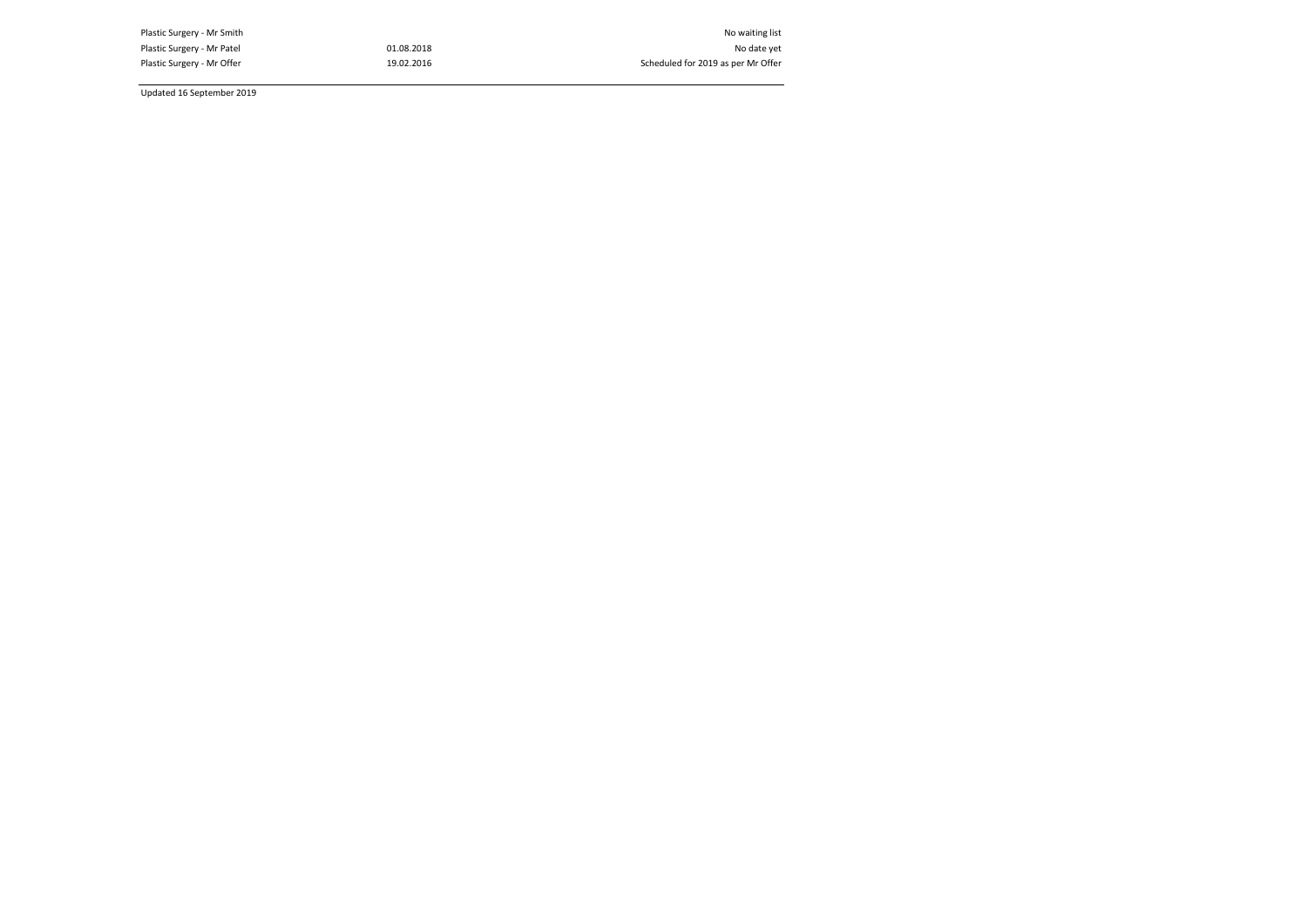| | | |
|---|---|---|
| Plastic Surgery - Mr Smith | | No waiting list |
| Plastic Surgery - Mr Patel | 01.08.2018 | No date yet |
| Plastic Surgery - Mr Offer | 19.02.2016 | Scheduled for 2019 as per Mr Offer |

Updated 16 September 2019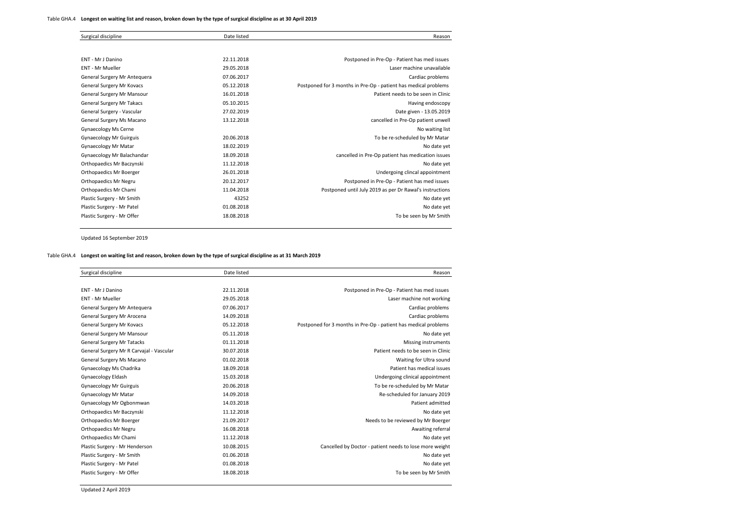Table GHA.4 **Longest on waiting list and reason, broken down by the type of surgical discipline as at 30 April 2019**

| Surgical discipline | Date listed | Reason |
|---|---|---|
| ENT - Mr J Danino | 22.11.2018 | Postponed in Pre-Op - Patient has med issues |
| ENT - Mr Mueller | 29.05.2018 | Laser machine unavailable |
| General Surgery Mr Antequera | 07.06.2017 | Cardiac problems |
| General Surgery Mr Kovacs | 05.12.2018 | Postponed for 3 months in Pre-Op - patient has medical problems |
| General Surgery Mr Mansour | 16.01.2018 | Patient needs to be seen in Clinic |
| General Surgery Mr Takacs | 05.10.2015 | Having endoscopy |
| General Surgery - Vascular | 27.02.2019 | Date given - 13.05.2019 |
| General Surgery Ms Macano | 13.12.2018 | cancelled in Pre-Op patient unwell |
| Gynaecology Ms Cerne | | No waiting list |
| Gynaecology Mr Guirguis | 20.06.2018 | To be re-scheduled by Mr Matar |
| Gynaecology Mr Matar | 18.02.2019 | No date yet |
| Gynaecology Mr Balachandar | 18.09.2018 | cancelled in Pre-Op patient has medication issues |
| Orthopaedics Mr Baczynski | 11.12.2018 | No date yet |
| Orthopaedics Mr Boerger | 26.01.2018 | Undergoing clincal appointment |
| Orthopaedics Mr Negru | 20.12.2017 | Postponed in Pre-Op - Patient has med issues |
| Orthopaedics Mr Chami | 11.04.2018 | Postponed until July 2019 as per Dr Rawal's instructions |
| Plastic Surgery - Mr Smith | 43252 | No date yet |
| Plastic Surgery - Mr Patel | 01.08.2018 | No date yet |
| Plastic Surgery - Mr Offer | 18.08.2018 | To be seen by Mr Smith |

Updated 16 September 2019

Table GHA.4 **Longest on waiting list and reason, broken down by the type of surgical discipline as at 31 March 2019**

| Surgical discipline | Date listed | Reason |
|---|---|---|
| ENT - Mr J Danino | 22.11.2018 | Postponed in Pre-Op - Patient has med issues |
| ENT - Mr Mueller | 29.05.2018 | Laser machine not working |
| General Surgery Mr Antequera | 07.06.2017 | Cardiac problems |
| General Surgery Mr Arocena | 14.09.2018 | Cardiac problems |
| General Surgery Mr Kovacs | 05.12.2018 | Postponed for 3 months in Pre-Op - patient has medical problems |
| General Surgery Mr Mansour | 05.11.2018 | No date yet |
| General Surgery Mr Tatacks | 01.11.2018 | Missing instruments |
| General Surgery Mr R Carvajal - Vascular | 30.07.2018 | Patient needs to be seen in Clinic |
| General Surgery Ms Macano | 01.02.2018 | Waiting for Ultra sound |
| Gynaecology Ms Chadrika | 18.09.2018 | Patient has medical issues |
| Gynaecology Eldash | 15.03.2018 | Undergoing clinical appointment |
| Gynaecology Mr Guirguis | 20.06.2018 | To be re-scheduled by Mr Matar |
| Gynaecology Mr Matar | 14.09.2018 | Re-scheduled for January 2019 |
| Gynaecology Mr Ogbonmwan | 14.03.2018 | Patient admitted |
| Orthopaedics Mr Baczynski | 11.12.2018 | No date yet |
| Orthopaedics Mr Boerger | 21.09.2017 | Needs to be reviewed by Mr Boerger |
| Orthopaedics Mr Negru | 16.08.2018 | Awaiting referral |
| Orthopaedics Mr Chami | 11.12.2018 | No date yet |
| Plastic Surgery - Mr Henderson | 10.08.2015 | Cancelled by Doctor - patient needs to lose more weight |
| Plastic Surgery - Mr Smith | 01.06.2018 | No date yet |
| Plastic Surgery - Mr Patel | 01.08.2018 | No date yet |
| Plastic Surgery - Mr Offer | 18.08.2018 | To be seen by Mr Smith |

Updated 2 April 2019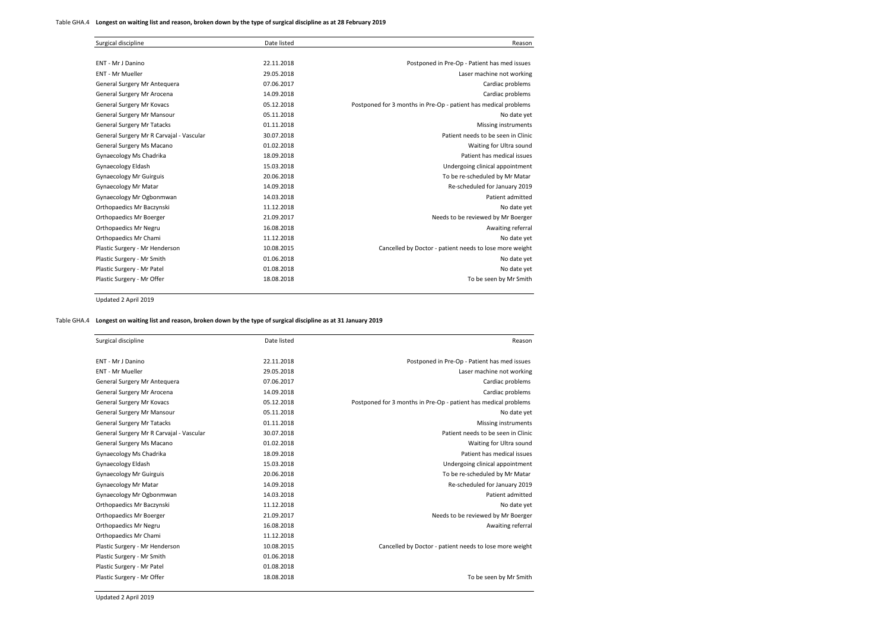Table GHA.4 **Longest on waiting list and reason, broken down by the type of surgical discipline as at 28 February 2019**

| Surgical discipline | Date listed | Reason |
|---|---|---|
| ENT - Mr J Danino | 22.11.2018 | Postponed in Pre-Op - Patient has med issues |
| ENT - Mr Mueller | 29.05.2018 | Laser machine not working |
| General Surgery Mr Antequera | 07.06.2017 | Cardiac problems |
| General Surgery Mr Arocena | 14.09.2018 | Cardiac problems |
| General Surgery Mr Kovacs | 05.12.2018 | Postponed for 3 months in Pre-Op - patient has medical problems |
| General Surgery Mr Mansour | 05.11.2018 | No date yet |
| General Surgery Mr Tatacks | 01.11.2018 | Missing instruments |
| General Surgery Mr R Carvajal - Vascular | 30.07.2018 | Patient needs to be seen in Clinic |
| General Surgery Ms Macano | 01.02.2018 | Waiting for Ultra sound |
| Gynaecology Ms Chadrika | 18.09.2018 | Patient has medical issues |
| Gynaecology Eldash | 15.03.2018 | Undergoing clinical appointment |
| Gynaecology Mr Guirguis | 20.06.2018 | To be re-scheduled by Mr Matar |
| Gynaecology Mr Matar | 14.09.2018 | Re-scheduled for January 2019 |
| Gynaecology Mr Ogbonmwan | 14.03.2018 | Patient admitted |
| Orthopaedics Mr Baczynski | 11.12.2018 | No date yet |
| Orthopaedics Mr Boerger | 21.09.2017 | Needs to be reviewed by Mr Boerger |
| Orthopaedics Mr Negru | 16.08.2018 | Awaiting referral |
| Orthopaedics Mr Chami | 11.12.2018 | No date yet |
| Plastic Surgery - Mr Henderson | 10.08.2015 | Cancelled by Doctor - patient needs to lose more weight |
| Plastic Surgery - Mr Smith | 01.06.2018 | No date yet |
| Plastic Surgery - Mr Patel | 01.08.2018 | No date yet |
| Plastic Surgery - Mr Offer | 18.08.2018 | To be seen by Mr Smith |

Updated 2 April 2019

Table GHA.4 **Longest on waiting list and reason, broken down by the type of surgical discipline as at 31 January 2019**

| Surgical discipline | Date listed | Reason |
|---|---|---|
| ENT - Mr J Danino | 22.11.2018 | Postponed in Pre-Op - Patient has med issues |
| ENT - Mr Mueller | 29.05.2018 | Laser machine not working |
| General Surgery Mr Antequera | 07.06.2017 | Cardiac problems |
| General Surgery Mr Arocena | 14.09.2018 | Cardiac problems |
| General Surgery Mr Kovacs | 05.12.2018 | Postponed for 3 months in Pre-Op - patient has medical problems |
| General Surgery Mr Mansour | 05.11.2018 | No date yet |
| General Surgery Mr Tatacks | 01.11.2018 | Missing instruments |
| General Surgery Mr R Carvajal - Vascular | 30.07.2018 | Patient needs to be seen in Clinic |
| General Surgery Ms Macano | 01.02.2018 | Waiting for Ultra sound |
| Gynaecology Ms Chadrika | 18.09.2018 | Patient has medical issues |
| Gynaecology Eldash | 15.03.2018 | Undergoing clinical appointment |
| Gynaecology Mr Guirguis | 20.06.2018 | To be re-scheduled by Mr Matar |
| Gynaecology Mr Matar | 14.09.2018 | Re-scheduled for January 2019 |
| Gynaecology Mr Ogbonmwan | 14.03.2018 | Patient admitted |
| Orthopaedics Mr Baczynski | 11.12.2018 | No date yet |
| Orthopaedics Mr Boerger | 21.09.2017 | Needs to be reviewed by Mr Boerger |
| Orthopaedics Mr Negru | 16.08.2018 | Awaiting referral |
| Orthopaedics Mr Chami | 11.12.2018 | |
| Plastic Surgery - Mr Henderson | 10.08.2015 | Cancelled by Doctor - patient needs to lose more weight |
| Plastic Surgery - Mr Smith | 01.06.2018 | |
| Plastic Surgery - Mr Patel | 01.08.2018 | |
| Plastic Surgery - Mr Offer | 18.08.2018 | To be seen by Mr Smith |

Updated 2 April 2019